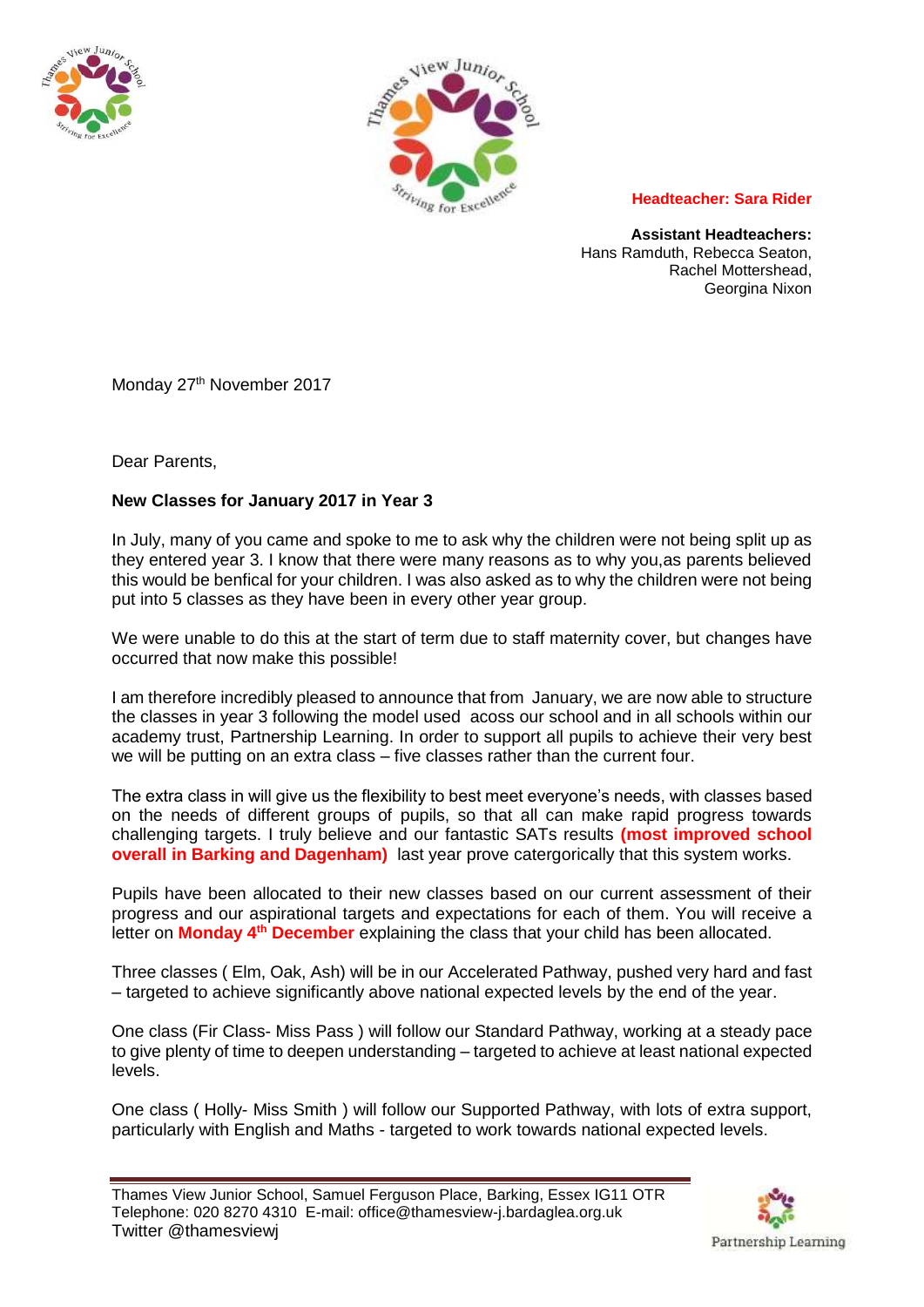**Headteacher: Sara Rider**

**Assistant Headteachers:**
Hans Ramduth, Rebecca Seaton,
Rachel Mottershead,
Georgina Nixon

Monday 27th November 2017

Dear Parents,

**New Classes for January 2017 in Year 3**

In July, many of you came and spoke to me to ask why the children were not being split up as they entered year 3. I know that there were many reasons as to why you,as parents believed this would be benfical for your children. I was also asked as to why the children were not being put into 5 classes as they have been in every other year group.

We were unable to do this at the start of term due to staff maternity cover, but changes have occurred that now make this possible!

I am therefore incredibly pleased to announce that from January, we are now able to structure the classes in year 3 following the model used acoss our school and in all schools within our academy trust, Partnership Learning. In order to support all pupils to achieve their very best we will be putting on an extra class – five classes rather than the current four.

The extra class in will give us the flexibility to best meet everyone's needs, with classes based on the needs of different groups of pupils, so that all can make rapid progress towards challenging targets. I truly believe and our fantastic SATs results **(most improved school overall in Barking and Dagenham)** last year prove catergorically that this system works.

Pupils have been allocated to their new classes based on our current assessment of their progress and our aspirational targets and expectations for each of them. You will receive a letter on **Monday 4th December** explaining the class that your child has been allocated.

Three classes ( Elm, Oak, Ash) will be in our Accelerated Pathway, pushed very hard and fast – targeted to achieve significantly above national expected levels by the end of the year.

One class (Fir Class- Miss Pass ) will follow our Standard Pathway, working at a steady pace to give plenty of time to deepen understanding – targeted to achieve at least national expected levels.

One class ( Holly- Miss Smith ) will follow our Supported Pathway, with lots of extra support, particularly with English and Maths - targeted to work towards national expected levels.

Thames View Junior School, Samuel Ferguson Place, Barking, Essex IG11 OTR
Telephone: 020 8270 4310 E-mail: office@thamesview-j.bardaglea.org.uk
Twitter @thamesviewj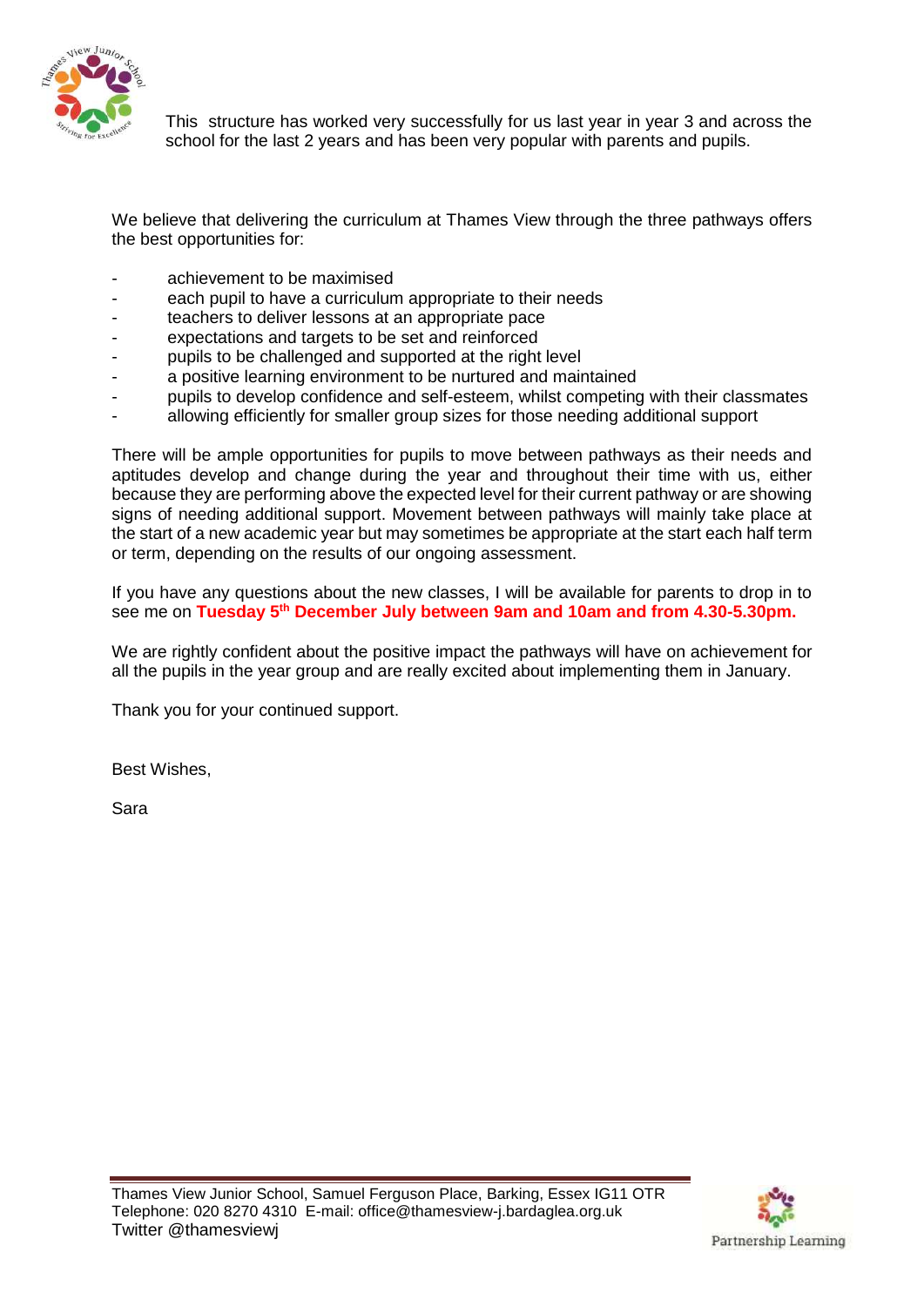This structure has worked very successfully for us last year in year 3 and across the school for the last 2 years and has been very popular with parents and pupils.

We believe that delivering the curriculum at Thames View through the three pathways offers the best opportunities for:

- achievement to be maximised
- each pupil to have a curriculum appropriate to their needs
- teachers to deliver lessons at an appropriate pace
- expectations and targets to be set and reinforced
- pupils to be challenged and supported at the right level
- a positive learning environment to be nurtured and maintained
- pupils to develop confidence and self-esteem, whilst competing with their classmates
- allowing efficiently for smaller group sizes for those needing additional support

There will be ample opportunities for pupils to move between pathways as their needs and aptitudes develop and change during the year and throughout their time with us, either because they are performing above the expected level for their current pathway or are showing signs of needing additional support. Movement between pathways will mainly take place at the start of a new academic year but may sometimes be appropriate at the start each half term or term, depending on the results of our ongoing assessment.

If you have any questions about the new classes, I will be available for parents to drop in to see me on **Tuesday 5th December July between 9am and 10am and from 4.30-5.30pm.**

We are rightly confident about the positive impact the pathways will have on achievement for all the pupils in the year group and are really excited about implementing them in January.

Thank you for your continued support.

Best Wishes,

Sara

Thames View Junior School, Samuel Ferguson Place, Barking, Essex IG11 OTR
Telephone: 020 8270 4310 E-mail: office@thamesview-j.bardaglea.org.uk
Twitter @thamesviewj

Partnership Learning